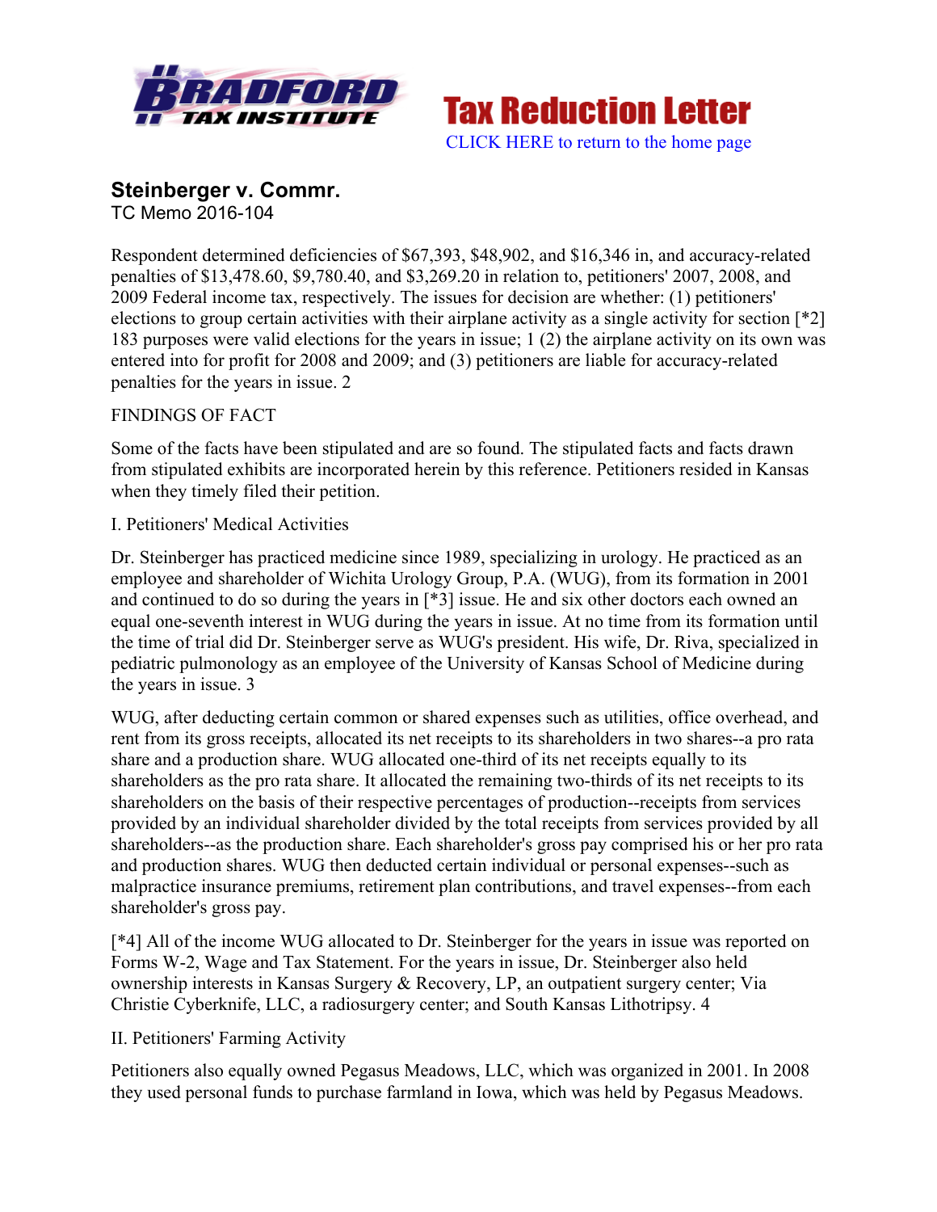Tax Reduction Letter

CLICK HERE to return to the home page

## Steinberger v. Commr.

TC Memo 2016-104

Respondent determined deficiencies of $67,393, $48,902, and $16,346 in, and accuracy-related penalties of $13,478.60, $9,780.40, and $3,269.20 in relation to, petitioners' 2007, 2008, and 2009 Federal income tax, respectively. The issues for decision are whether: (1) petitioners' elections to group certain activities with their airplane activity as a single activity for section [*2] 183 purposes were valid elections for the years in issue; 1 (2) the airplane activity on its own was entered into for profit for 2008 and 2009; and (3) petitioners are liable for accuracy-related penalties for the years in issue. 2

FINDINGS OF FACT

Some of the facts have been stipulated and are so found. The stipulated facts and facts drawn from stipulated exhibits are incorporated herein by this reference. Petitioners resided in Kansas when they timely filed their petition.

I. Petitioners' Medical Activities

Dr. Steinberger has practiced medicine since 1989, specializing in urology. He practiced as an employee and shareholder of Wichita Urology Group, P.A. (WUG), from its formation in 2001 and continued to do so during the years in [*3] issue. He and six other doctors each owned an equal one-seventh interest in WUG during the years in issue. At no time from its formation until the time of trial did Dr. Steinberger serve as WUG's president. His wife, Dr. Riva, specialized in pediatric pulmonology as an employee of the University of Kansas School of Medicine during the years in issue. 3

WUG, after deducting certain common or shared expenses such as utilities, office overhead, and rent from its gross receipts, allocated its net receipts to its shareholders in two shares--a pro rata share and a production share. WUG allocated one-third of its net receipts equally to its shareholders as the pro rata share. It allocated the remaining two-thirds of its net receipts to its shareholders on the basis of their respective percentages of production--receipts from services provided by an individual shareholder divided by the total receipts from services provided by all shareholders--as the production share. Each shareholder's gross pay comprised his or her pro rata and production shares. WUG then deducted certain individual or personal expenses--such as malpractice insurance premiums, retirement plan contributions, and travel expenses--from each shareholder's gross pay.

[*4] All of the income WUG allocated to Dr. Steinberger for the years in issue was reported on Forms W-2, Wage and Tax Statement. For the years in issue, Dr. Steinberger also held ownership interests in Kansas Surgery & Recovery, LP, an outpatient surgery center; Via Christie Cyberknife, LLC, a radiosurgery center; and South Kansas Lithotripsy. 4

II. Petitioners' Farming Activity

Petitioners also equally owned Pegasus Meadows, LLC, which was organized in 2001. In 2008 they used personal funds to purchase farmland in Iowa, which was held by Pegasus Meadows.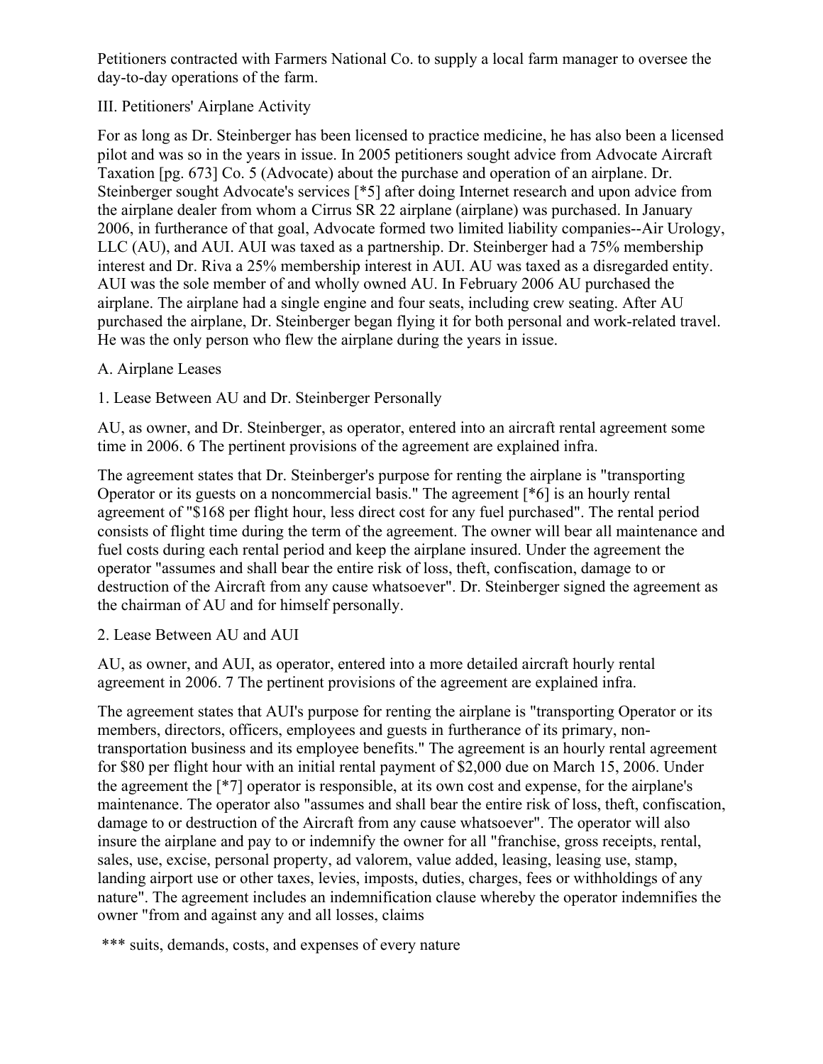Petitioners contracted with Farmers National Co. to supply a local farm manager to oversee the day-to-day operations of the farm.

## III. Petitioners' Airplane Activity

For as long as Dr. Steinberger has been licensed to practice medicine, he has also been a licensed pilot and was so in the years in issue. In 2005 petitioners sought advice from Advocate Aircraft Taxation [pg. 673] Co. 5 (Advocate) about the purchase and operation of an airplane. Dr. Steinberger sought Advocate's services [*5] after doing Internet research and upon advice from the airplane dealer from whom a Cirrus SR 22 airplane (airplane) was purchased. In January 2006, in furtherance of that goal, Advocate formed two limited liability companies--Air Urology, LLC (AU), and AUI. AUI was taxed as a partnership. Dr. Steinberger had a 75% membership interest and Dr. Riva a 25% membership interest in AUI. AU was taxed as a disregarded entity. AUI was the sole member of and wholly owned AU. In February 2006 AU purchased the airplane. The airplane had a single engine and four seats, including crew seating. After AU purchased the airplane, Dr. Steinberger began flying it for both personal and work-related travel. He was the only person who flew the airplane during the years in issue.

### A. Airplane Leases

#### 1. Lease Between AU and Dr. Steinberger Personally

AU, as owner, and Dr. Steinberger, as operator, entered into an aircraft rental agreement some time in 2006. 6 The pertinent provisions of the agreement are explained infra.

The agreement states that Dr. Steinberger's purpose for renting the airplane is "transporting Operator or its guests on a noncommercial basis." The agreement [*6] is an hourly rental agreement of "$168 per flight hour, less direct cost for any fuel purchased". The rental period consists of flight time during the term of the agreement. The owner will bear all maintenance and fuel costs during each rental period and keep the airplane insured. Under the agreement the operator "assumes and shall bear the entire risk of loss, theft, confiscation, damage to or destruction of the Aircraft from any cause whatsoever". Dr. Steinberger signed the agreement as the chairman of AU and for himself personally.

#### 2. Lease Between AU and AUI

AU, as owner, and AUI, as operator, entered into a more detailed aircraft hourly rental agreement in 2006. 7 The pertinent provisions of the agreement are explained infra.

The agreement states that AUI's purpose for renting the airplane is "transporting Operator or its members, directors, officers, employees and guests in furtherance of its primary, non-transportation business and its employee benefits." The agreement is an hourly rental agreement for $80 per flight hour with an initial rental payment of $2,000 due on March 15, 2006. Under the agreement the [*7] operator is responsible, at its own cost and expense, for the airplane's maintenance. The operator also "assumes and shall bear the entire risk of loss, theft, confiscation, damage to or destruction of the Aircraft from any cause whatsoever". The operator will also insure the airplane and pay to or indemnify the owner for all "franchise, gross receipts, rental, sales, use, excise, personal property, ad valorem, value added, leasing, leasing use, stamp, landing airport use or other taxes, levies, imposts, duties, charges, fees or withholdings of any nature". The agreement includes an indemnification clause whereby the operator indemnifies the owner "from and against any and all losses, claims

*** suits, demands, costs, and expenses of every nature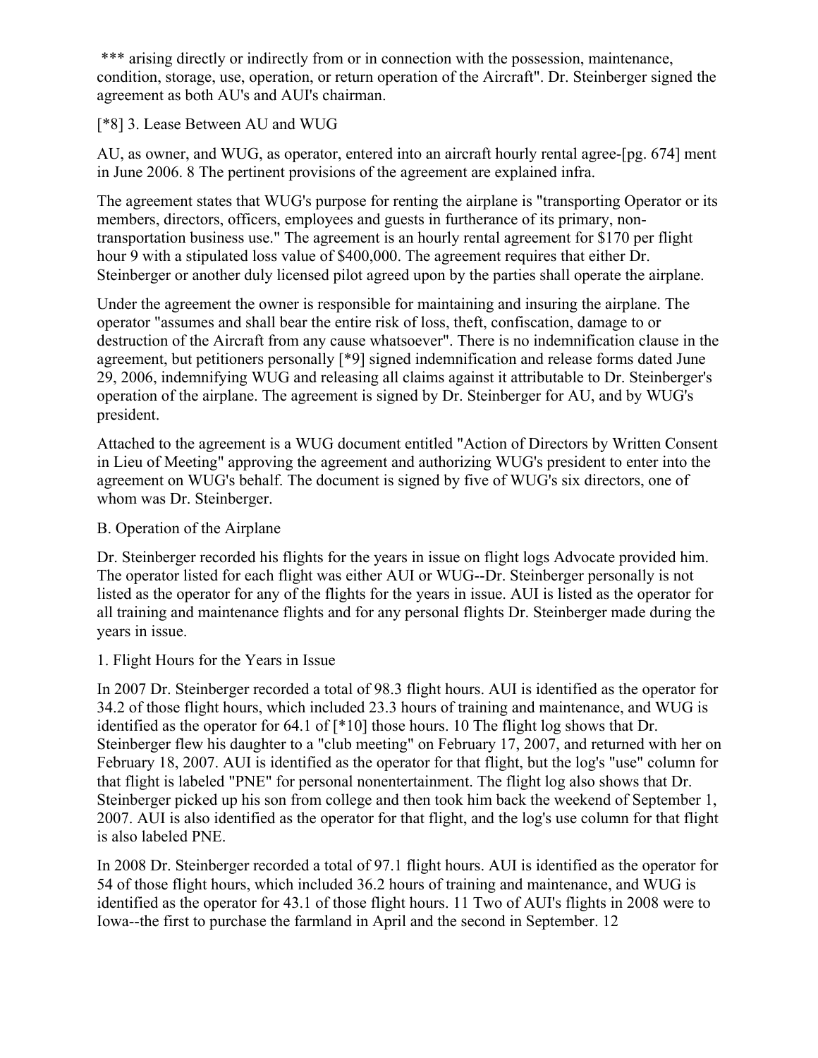*** arising directly or indirectly from or in connection with the possession, maintenance, condition, storage, use, operation, or return operation of the Aircraft". Dr. Steinberger signed the agreement as both AU's and AUI's chairman.

[*8] 3. Lease Between AU and WUG

AU, as owner, and WUG, as operator, entered into an aircraft hourly rental agree-[pg. 674] ment in June 2006. 8 The pertinent provisions of the agreement are explained infra.

The agreement states that WUG's purpose for renting the airplane is "transporting Operator or its members, directors, officers, employees and guests in furtherance of its primary, non-transportation business use." The agreement is an hourly rental agreement for $170 per flight hour 9 with a stipulated loss value of $400,000. The agreement requires that either Dr. Steinberger or another duly licensed pilot agreed upon by the parties shall operate the airplane.

Under the agreement the owner is responsible for maintaining and insuring the airplane. The operator "assumes and shall bear the entire risk of loss, theft, confiscation, damage to or destruction of the Aircraft from any cause whatsoever". There is no indemnification clause in the agreement, but petitioners personally [*9] signed indemnification and release forms dated June 29, 2006, indemnifying WUG and releasing all claims against it attributable to Dr. Steinberger's operation of the airplane. The agreement is signed by Dr. Steinberger for AU, and by WUG's president.

Attached to the agreement is a WUG document entitled "Action of Directors by Written Consent in Lieu of Meeting" approving the agreement and authorizing WUG's president to enter into the agreement on WUG's behalf. The document is signed by five of WUG's six directors, one of whom was Dr. Steinberger.

B. Operation of the Airplane

Dr. Steinberger recorded his flights for the years in issue on flight logs Advocate provided him. The operator listed for each flight was either AUI or WUG--Dr. Steinberger personally is not listed as the operator for any of the flights for the years in issue. AUI is listed as the operator for all training and maintenance flights and for any personal flights Dr. Steinberger made during the years in issue.

1. Flight Hours for the Years in Issue

In 2007 Dr. Steinberger recorded a total of 98.3 flight hours. AUI is identified as the operator for 34.2 of those flight hours, which included 23.3 hours of training and maintenance, and WUG is identified as the operator for 64.1 of [*10] those hours. 10 The flight log shows that Dr. Steinberger flew his daughter to a "club meeting" on February 17, 2007, and returned with her on February 18, 2007. AUI is identified as the operator for that flight, but the log's "use" column for that flight is labeled "PNE" for personal nonentertainment. The flight log also shows that Dr. Steinberger picked up his son from college and then took him back the weekend of September 1, 2007. AUI is also identified as the operator for that flight, and the log's use column for that flight is also labeled PNE.

In 2008 Dr. Steinberger recorded a total of 97.1 flight hours. AUI is identified as the operator for 54 of those flight hours, which included 36.2 hours of training and maintenance, and WUG is identified as the operator for 43.1 of those flight hours. 11 Two of AUI's flights in 2008 were to Iowa--the first to purchase the farmland in April and the second in September. 12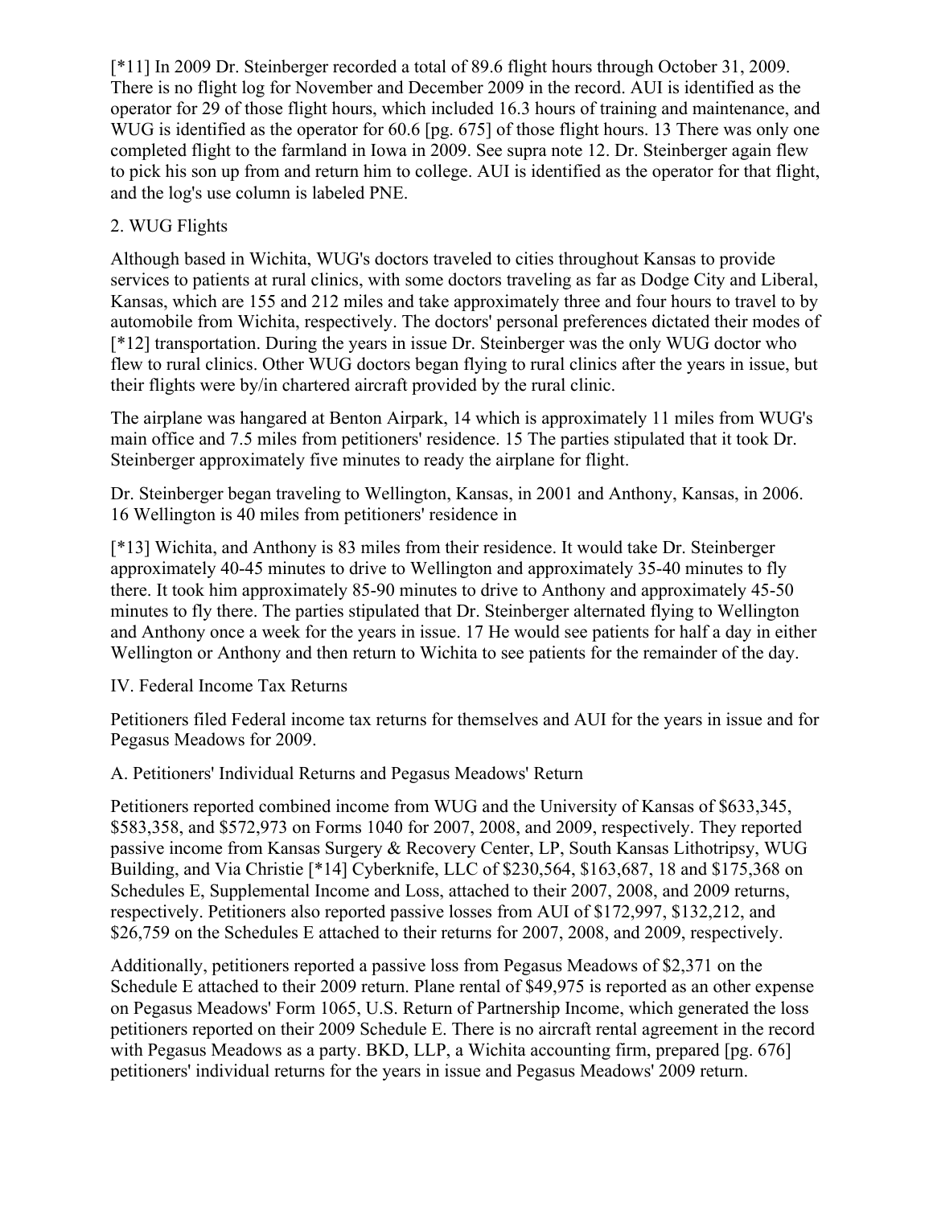[*11] In 2009 Dr. Steinberger recorded a total of 89.6 flight hours through October 31, 2009. There is no flight log for November and December 2009 in the record. AUI is identified as the operator for 29 of those flight hours, which included 16.3 hours of training and maintenance, and WUG is identified as the operator for 60.6 [pg. 675] of those flight hours. 13 There was only one completed flight to the farmland in Iowa in 2009. See supra note 12. Dr. Steinberger again flew to pick his son up from and return him to college. AUI is identified as the operator for that flight, and the log's use column is labeled PNE.

2. WUG Flights

Although based in Wichita, WUG's doctors traveled to cities throughout Kansas to provide services to patients at rural clinics, with some doctors traveling as far as Dodge City and Liberal, Kansas, which are 155 and 212 miles and take approximately three and four hours to travel to by automobile from Wichita, respectively. The doctors' personal preferences dictated their modes of [*12] transportation. During the years in issue Dr. Steinberger was the only WUG doctor who flew to rural clinics. Other WUG doctors began flying to rural clinics after the years in issue, but their flights were by/in chartered aircraft provided by the rural clinic.

The airplane was hangared at Benton Airpark, 14 which is approximately 11 miles from WUG's main office and 7.5 miles from petitioners' residence. 15 The parties stipulated that it took Dr. Steinberger approximately five minutes to ready the airplane for flight.

Dr. Steinberger began traveling to Wellington, Kansas, in 2001 and Anthony, Kansas, in 2006. 16 Wellington is 40 miles from petitioners' residence in

[*13] Wichita, and Anthony is 83 miles from their residence. It would take Dr. Steinberger approximately 40-45 minutes to drive to Wellington and approximately 35-40 minutes to fly there. It took him approximately 85-90 minutes to drive to Anthony and approximately 45-50 minutes to fly there. The parties stipulated that Dr. Steinberger alternated flying to Wellington and Anthony once a week for the years in issue. 17 He would see patients for half a day in either Wellington or Anthony and then return to Wichita to see patients for the remainder of the day.

IV. Federal Income Tax Returns

Petitioners filed Federal income tax returns for themselves and AUI for the years in issue and for Pegasus Meadows for 2009.

A. Petitioners' Individual Returns and Pegasus Meadows' Return

Petitioners reported combined income from WUG and the University of Kansas of $633,345, $583,358, and $572,973 on Forms 1040 for 2007, 2008, and 2009, respectively. They reported passive income from Kansas Surgery & Recovery Center, LP, South Kansas Lithotripsy, WUG Building, and Via Christie [*14] Cyberknife, LLC of $230,564, $163,687, 18 and $175,368 on Schedules E, Supplemental Income and Loss, attached to their 2007, 2008, and 2009 returns, respectively. Petitioners also reported passive losses from AUI of $172,997, $132,212, and $26,759 on the Schedules E attached to their returns for 2007, 2008, and 2009, respectively.

Additionally, petitioners reported a passive loss from Pegasus Meadows of $2,371 on the Schedule E attached to their 2009 return. Plane rental of $49,975 is reported as an other expense on Pegasus Meadows' Form 1065, U.S. Return of Partnership Income, which generated the loss petitioners reported on their 2009 Schedule E. There is no aircraft rental agreement in the record with Pegasus Meadows as a party. BKD, LLP, a Wichita accounting firm, prepared [pg. 676] petitioners' individual returns for the years in issue and Pegasus Meadows' 2009 return.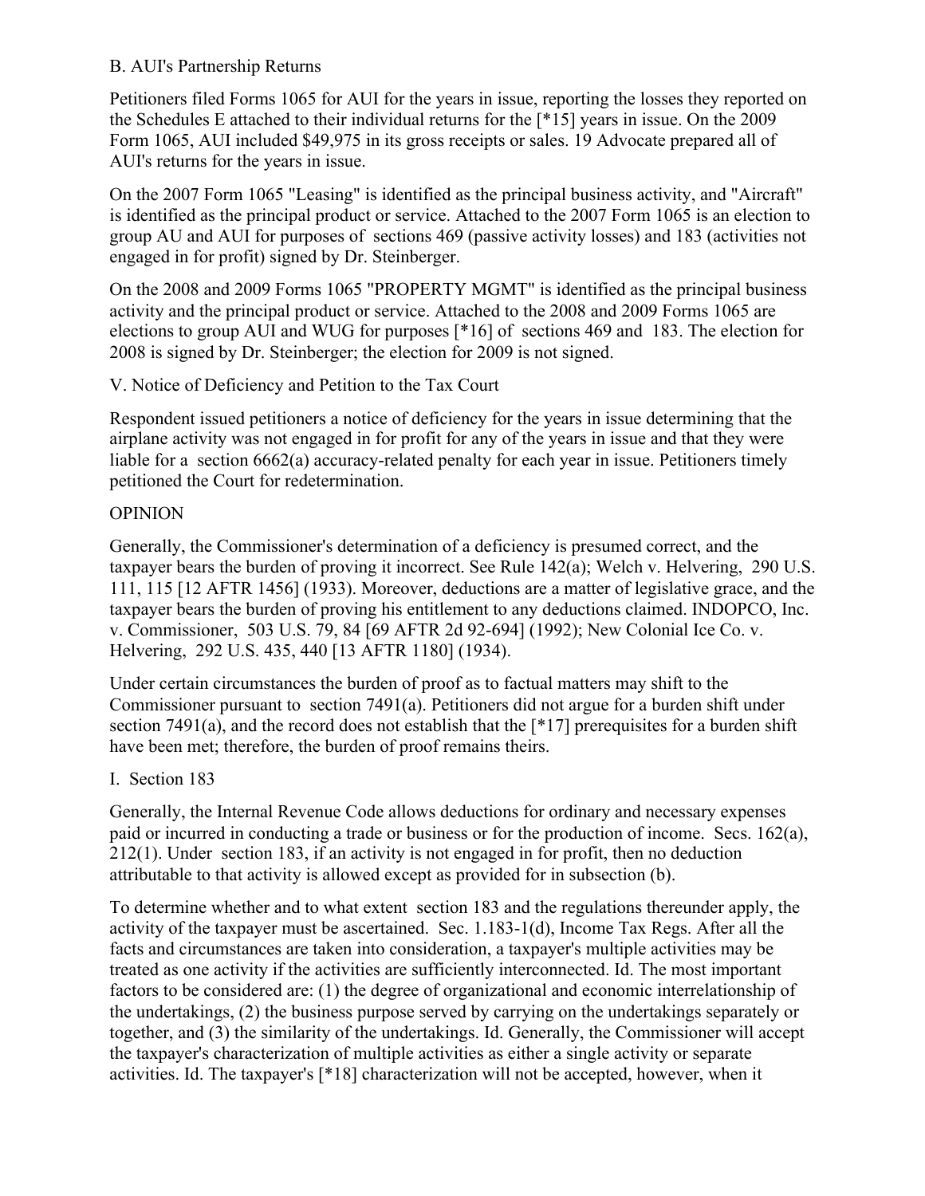B. AUI's Partnership Returns

Petitioners filed Forms 1065 for AUI for the years in issue, reporting the losses they reported on the Schedules E attached to their individual returns for the [*15] years in issue. On the 2009 Form 1065, AUI included $49,975 in its gross receipts or sales. 19 Advocate prepared all of AUI's returns for the years in issue.

On the 2007 Form 1065 "Leasing" is identified as the principal business activity, and "Aircraft" is identified as the principal product or service. Attached to the 2007 Form 1065 is an election to group AU and AUI for purposes of sections 469 (passive activity losses) and 183 (activities not engaged in for profit) signed by Dr. Steinberger.

On the 2008 and 2009 Forms 1065 "PROPERTY MGMT" is identified as the principal business activity and the principal product or service. Attached to the 2008 and 2009 Forms 1065 are elections to group AUI and WUG for purposes [*16] of sections 469 and 183. The election for 2008 is signed by Dr. Steinberger; the election for 2009 is not signed.

V. Notice of Deficiency and Petition to the Tax Court

Respondent issued petitioners a notice of deficiency for the years in issue determining that the airplane activity was not engaged in for profit for any of the years in issue and that they were liable for a section 6662(a) accuracy-related penalty for each year in issue. Petitioners timely petitioned the Court for redetermination.

OPINION

Generally, the Commissioner's determination of a deficiency is presumed correct, and the taxpayer bears the burden of proving it incorrect. See Rule 142(a); Welch v. Helvering, 290 U.S. 111, 115 [12 AFTR 1456] (1933). Moreover, deductions are a matter of legislative grace, and the taxpayer bears the burden of proving his entitlement to any deductions claimed. INDOPCO, Inc. v. Commissioner, 503 U.S. 79, 84 [69 AFTR 2d 92-694] (1992); New Colonial Ice Co. v. Helvering, 292 U.S. 435, 440 [13 AFTR 1180] (1934).

Under certain circumstances the burden of proof as to factual matters may shift to the Commissioner pursuant to section 7491(a). Petitioners did not argue for a burden shift under section 7491(a), and the record does not establish that the [*17] prerequisites for a burden shift have been met; therefore, the burden of proof remains theirs.

I. Section 183

Generally, the Internal Revenue Code allows deductions for ordinary and necessary expenses paid or incurred in conducting a trade or business or for the production of income. Secs. 162(a), 212(1). Under section 183, if an activity is not engaged in for profit, then no deduction attributable to that activity is allowed except as provided for in subsection (b).

To determine whether and to what extent section 183 and the regulations thereunder apply, the activity of the taxpayer must be ascertained. Sec. 1.183-1(d), Income Tax Regs. After all the facts and circumstances are taken into consideration, a taxpayer's multiple activities may be treated as one activity if the activities are sufficiently interconnected. Id. The most important factors to be considered are: (1) the degree of organizational and economic interrelationship of the undertakings, (2) the business purpose served by carrying on the undertakings separately or together, and (3) the similarity of the undertakings. Id. Generally, the Commissioner will accept the taxpayer's characterization of multiple activities as either a single activity or separate activities. Id. The taxpayer's [*18] characterization will not be accepted, however, when it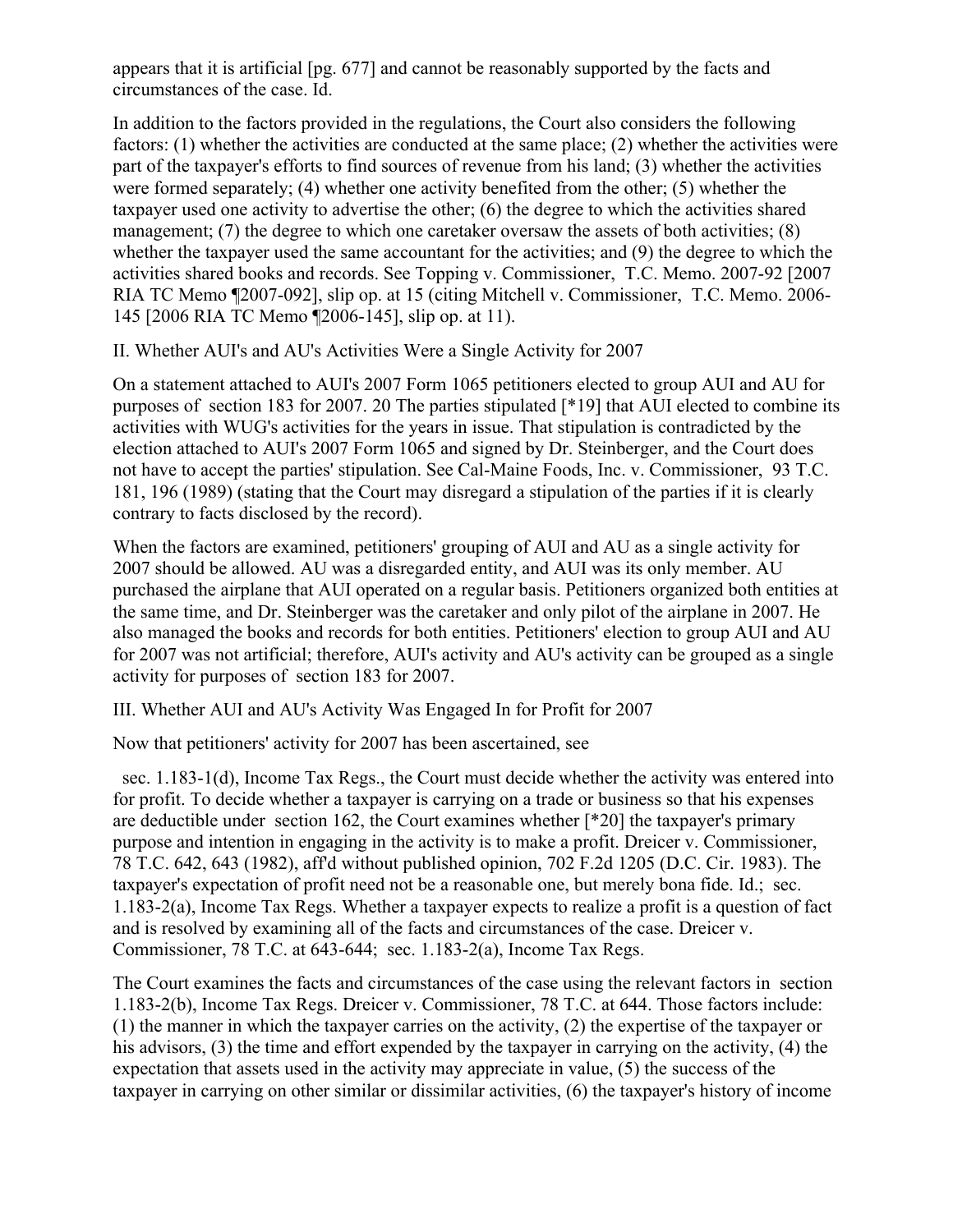appears that it is artificial [pg. 677] and cannot be reasonably supported by the facts and circumstances of the case. Id.

In addition to the factors provided in the regulations, the Court also considers the following factors: (1) whether the activities are conducted at the same place; (2) whether the activities were part of the taxpayer's efforts to find sources of revenue from his land; (3) whether the activities were formed separately; (4) whether one activity benefited from the other; (5) whether the taxpayer used one activity to advertise the other; (6) the degree to which the activities shared management; (7) the degree to which one caretaker oversaw the assets of both activities; (8) whether the taxpayer used the same accountant for the activities; and (9) the degree to which the activities shared books and records. See Topping v. Commissioner, T.C. Memo. 2007-92 [2007 RIA TC Memo ¶2007-092], slip op. at 15 (citing Mitchell v. Commissioner, T.C. Memo. 2006-145 [2006 RIA TC Memo ¶2006-145], slip op. at 11).

II. Whether AUI's and AU's Activities Were a Single Activity for 2007

On a statement attached to AUI's 2007 Form 1065 petitioners elected to group AUI and AU for purposes of section 183 for 2007. 20 The parties stipulated [*19] that AUI elected to combine its activities with WUG's activities for the years in issue. That stipulation is contradicted by the election attached to AUI's 2007 Form 1065 and signed by Dr. Steinberger, and the Court does not have to accept the parties' stipulation. See Cal-Maine Foods, Inc. v. Commissioner, 93 T.C. 181, 196 (1989) (stating that the Court may disregard a stipulation of the parties if it is clearly contrary to facts disclosed by the record).

When the factors are examined, petitioners' grouping of AUI and AU as a single activity for 2007 should be allowed. AU was a disregarded entity, and AUI was its only member. AU purchased the airplane that AUI operated on a regular basis. Petitioners organized both entities at the same time, and Dr. Steinberger was the caretaker and only pilot of the airplane in 2007. He also managed the books and records for both entities. Petitioners' election to group AUI and AU for 2007 was not artificial; therefore, AUI's activity and AU's activity can be grouped as a single activity for purposes of section 183 for 2007.

III. Whether AUI and AU's Activity Was Engaged In for Profit for 2007

Now that petitioners' activity for 2007 has been ascertained, see sec. 1.183-1(d), Income Tax Regs., the Court must decide whether the activity was entered into for profit. To decide whether a taxpayer is carrying on a trade or business so that his expenses are deductible under section 162, the Court examines whether [*20] the taxpayer's primary purpose and intention in engaging in the activity is to make a profit. Dreicer v. Commissioner, 78 T.C. 642, 643 (1982), aff'd without published opinion, 702 F.2d 1205 (D.C. Cir. 1983). The taxpayer's expectation of profit need not be a reasonable one, but merely bona fide. Id.; sec. 1.183-2(a), Income Tax Regs. Whether a taxpayer expects to realize a profit is a question of fact and is resolved by examining all of the facts and circumstances of the case. Dreicer v. Commissioner, 78 T.C. at 643-644; sec. 1.183-2(a), Income Tax Regs.

The Court examines the facts and circumstances of the case using the relevant factors in section 1.183-2(b), Income Tax Regs. Dreicer v. Commissioner, 78 T.C. at 644. Those factors include: (1) the manner in which the taxpayer carries on the activity, (2) the expertise of the taxpayer or his advisors, (3) the time and effort expended by the taxpayer in carrying on the activity, (4) the expectation that assets used in the activity may appreciate in value, (5) the success of the taxpayer in carrying on other similar or dissimilar activities, (6) the taxpayer's history of income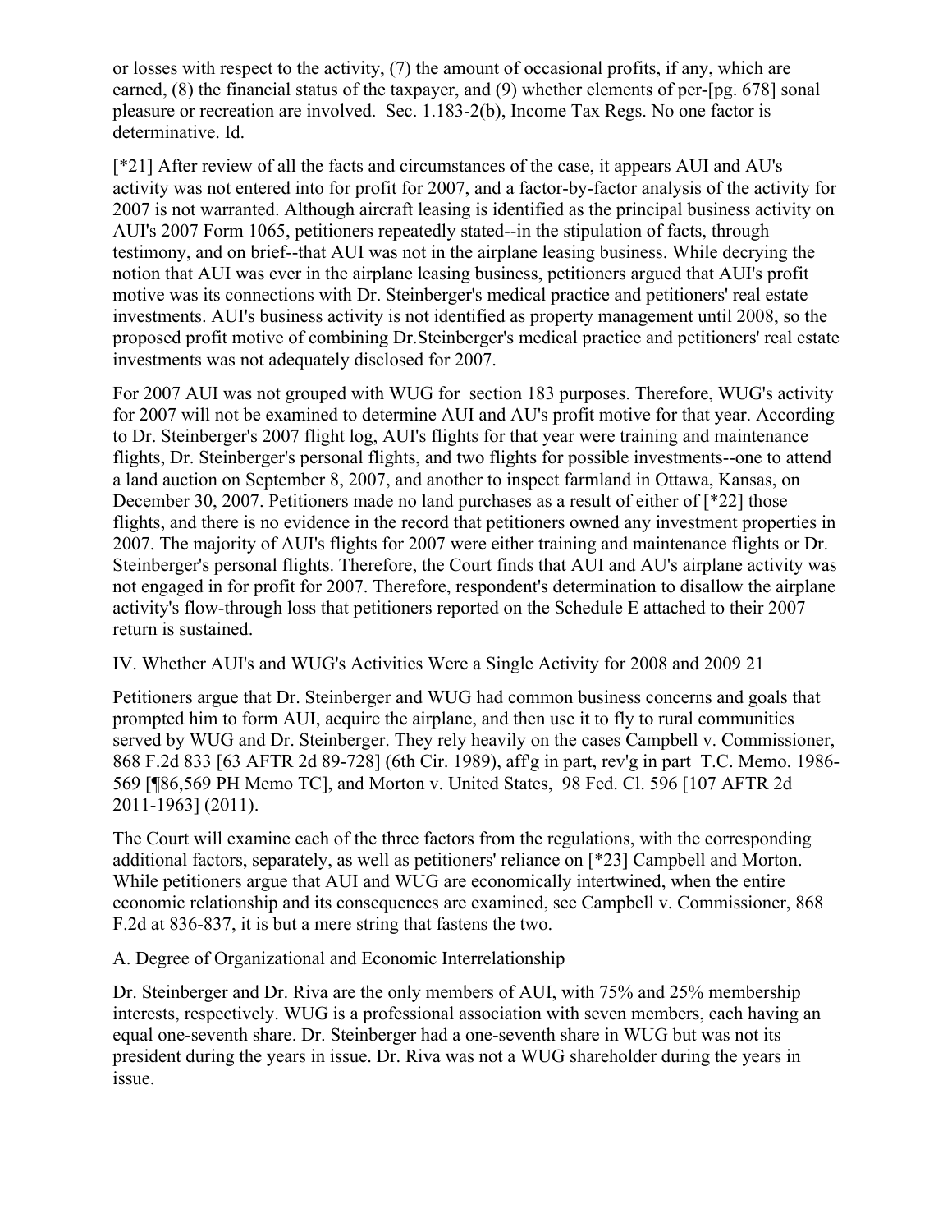or losses with respect to the activity, (7) the amount of occasional profits, if any, which are earned, (8) the financial status of the taxpayer, and (9) whether elements of per-[pg. 678] sonal pleasure or recreation are involved. Sec. 1.183-2(b), Income Tax Regs. No one factor is determinative. Id.

[*21] After review of all the facts and circumstances of the case, it appears AUI and AU's activity was not entered into for profit for 2007, and a factor-by-factor analysis of the activity for 2007 is not warranted. Although aircraft leasing is identified as the principal business activity on AUI's 2007 Form 1065, petitioners repeatedly stated--in the stipulation of facts, through testimony, and on brief--that AUI was not in the airplane leasing business. While decrying the notion that AUI was ever in the airplane leasing business, petitioners argued that AUI's profit motive was its connections with Dr. Steinberger's medical practice and petitioners' real estate investments. AUI's business activity is not identified as property management until 2008, so the proposed profit motive of combining Dr.Steinberger's medical practice and petitioners' real estate investments was not adequately disclosed for 2007.

For 2007 AUI was not grouped with WUG for section 183 purposes. Therefore, WUG's activity for 2007 will not be examined to determine AUI and AU's profit motive for that year. According to Dr. Steinberger's 2007 flight log, AUI's flights for that year were training and maintenance flights, Dr. Steinberger's personal flights, and two flights for possible investments--one to attend a land auction on September 8, 2007, and another to inspect farmland in Ottawa, Kansas, on December 30, 2007. Petitioners made no land purchases as a result of either of [*22] those flights, and there is no evidence in the record that petitioners owned any investment properties in 2007. The majority of AUI's flights for 2007 were either training and maintenance flights or Dr. Steinberger's personal flights. Therefore, the Court finds that AUI and AU's airplane activity was not engaged in for profit for 2007. Therefore, respondent's determination to disallow the airplane activity's flow-through loss that petitioners reported on the Schedule E attached to their 2007 return is sustained.

IV. Whether AUI's and WUG's Activities Were a Single Activity for 2008 and 2009 21

Petitioners argue that Dr. Steinberger and WUG had common business concerns and goals that prompted him to form AUI, acquire the airplane, and then use it to fly to rural communities served by WUG and Dr. Steinberger. They rely heavily on the cases Campbell v. Commissioner, 868 F.2d 833 [63 AFTR 2d 89-728] (6th Cir. 1989), aff'g in part, rev'g in part T.C. Memo. 1986-569 [¶86,569 PH Memo TC], and Morton v. United States, 98 Fed. Cl. 596 [107 AFTR 2d 2011-1963] (2011).

The Court will examine each of the three factors from the regulations, with the corresponding additional factors, separately, as well as petitioners' reliance on [*23] Campbell and Morton. While petitioners argue that AUI and WUG are economically intertwined, when the entire economic relationship and its consequences are examined, see Campbell v. Commissioner, 868 F.2d at 836-837, it is but a mere string that fastens the two.

A. Degree of Organizational and Economic Interrelationship

Dr. Steinberger and Dr. Riva are the only members of AUI, with 75% and 25% membership interests, respectively. WUG is a professional association with seven members, each having an equal one-seventh share. Dr. Steinberger had a one-seventh share in WUG but was not its president during the years in issue. Dr. Riva was not a WUG shareholder during the years in issue.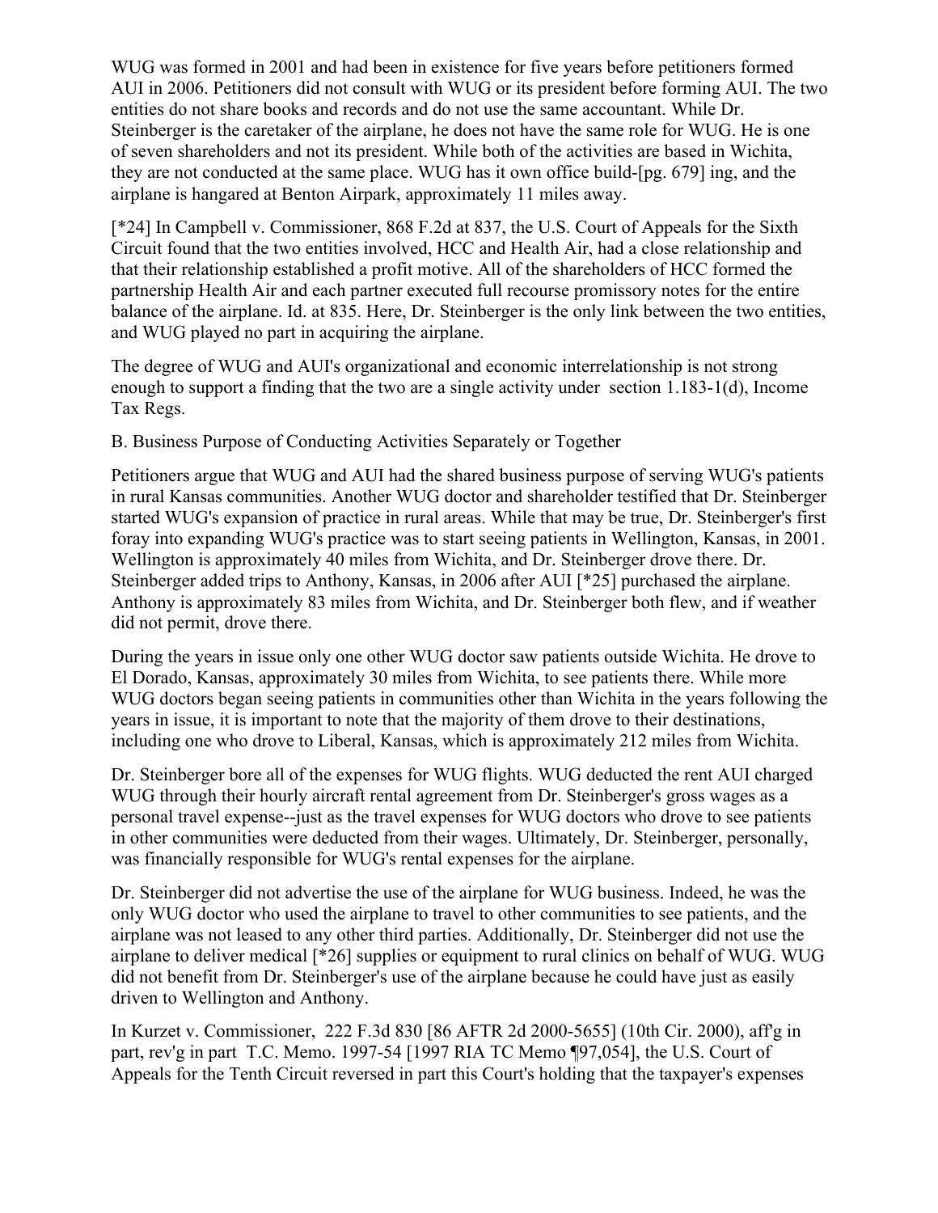WUG was formed in 2001 and had been in existence for five years before petitioners formed AUI in 2006. Petitioners did not consult with WUG or its president before forming AUI. The two entities do not share books and records and do not use the same accountant. While Dr. Steinberger is the caretaker of the airplane, he does not have the same role for WUG. He is one of seven shareholders and not its president. While both of the activities are based in Wichita, they are not conducted at the same place. WUG has it own office build-[pg. 679] ing, and the airplane is hangared at Benton Airpark, approximately 11 miles away.

[*24] In Campbell v. Commissioner, 868 F.2d at 837, the U.S. Court of Appeals for the Sixth Circuit found that the two entities involved, HCC and Health Air, had a close relationship and that their relationship established a profit motive. All of the shareholders of HCC formed the partnership Health Air and each partner executed full recourse promissory notes for the entire balance of the airplane. Id. at 835. Here, Dr. Steinberger is the only link between the two entities, and WUG played no part in acquiring the airplane.

The degree of WUG and AUI's organizational and economic interrelationship is not strong enough to support a finding that the two are a single activity under section 1.183-1(d), Income Tax Regs.

B. Business Purpose of Conducting Activities Separately or Together

Petitioners argue that WUG and AUI had the shared business purpose of serving WUG's patients in rural Kansas communities. Another WUG doctor and shareholder testified that Dr. Steinberger started WUG's expansion of practice in rural areas. While that may be true, Dr. Steinberger's first foray into expanding WUG's practice was to start seeing patients in Wellington, Kansas, in 2001. Wellington is approximately 40 miles from Wichita, and Dr. Steinberger drove there. Dr. Steinberger added trips to Anthony, Kansas, in 2006 after AUI [*25] purchased the airplane. Anthony is approximately 83 miles from Wichita, and Dr. Steinberger both flew, and if weather did not permit, drove there.

During the years in issue only one other WUG doctor saw patients outside Wichita. He drove to El Dorado, Kansas, approximately 30 miles from Wichita, to see patients there. While more WUG doctors began seeing patients in communities other than Wichita in the years following the years in issue, it is important to note that the majority of them drove to their destinations, including one who drove to Liberal, Kansas, which is approximately 212 miles from Wichita.

Dr. Steinberger bore all of the expenses for WUG flights. WUG deducted the rent AUI charged WUG through their hourly aircraft rental agreement from Dr. Steinberger's gross wages as a personal travel expense--just as the travel expenses for WUG doctors who drove to see patients in other communities were deducted from their wages. Ultimately, Dr. Steinberger, personally, was financially responsible for WUG's rental expenses for the airplane.

Dr. Steinberger did not advertise the use of the airplane for WUG business. Indeed, he was the only WUG doctor who used the airplane to travel to other communities to see patients, and the airplane was not leased to any other third parties. Additionally, Dr. Steinberger did not use the airplane to deliver medical [*26] supplies or equipment to rural clinics on behalf of WUG. WUG did not benefit from Dr. Steinberger's use of the airplane because he could have just as easily driven to Wellington and Anthony.

In Kurzet v. Commissioner, 222 F.3d 830 [86 AFTR 2d 2000-5655] (10th Cir. 2000), aff'g in part, rev'g in part T.C. Memo. 1997-54 [1997 RIA TC Memo ¶97,054], the U.S. Court of Appeals for the Tenth Circuit reversed in part this Court's holding that the taxpayer's expenses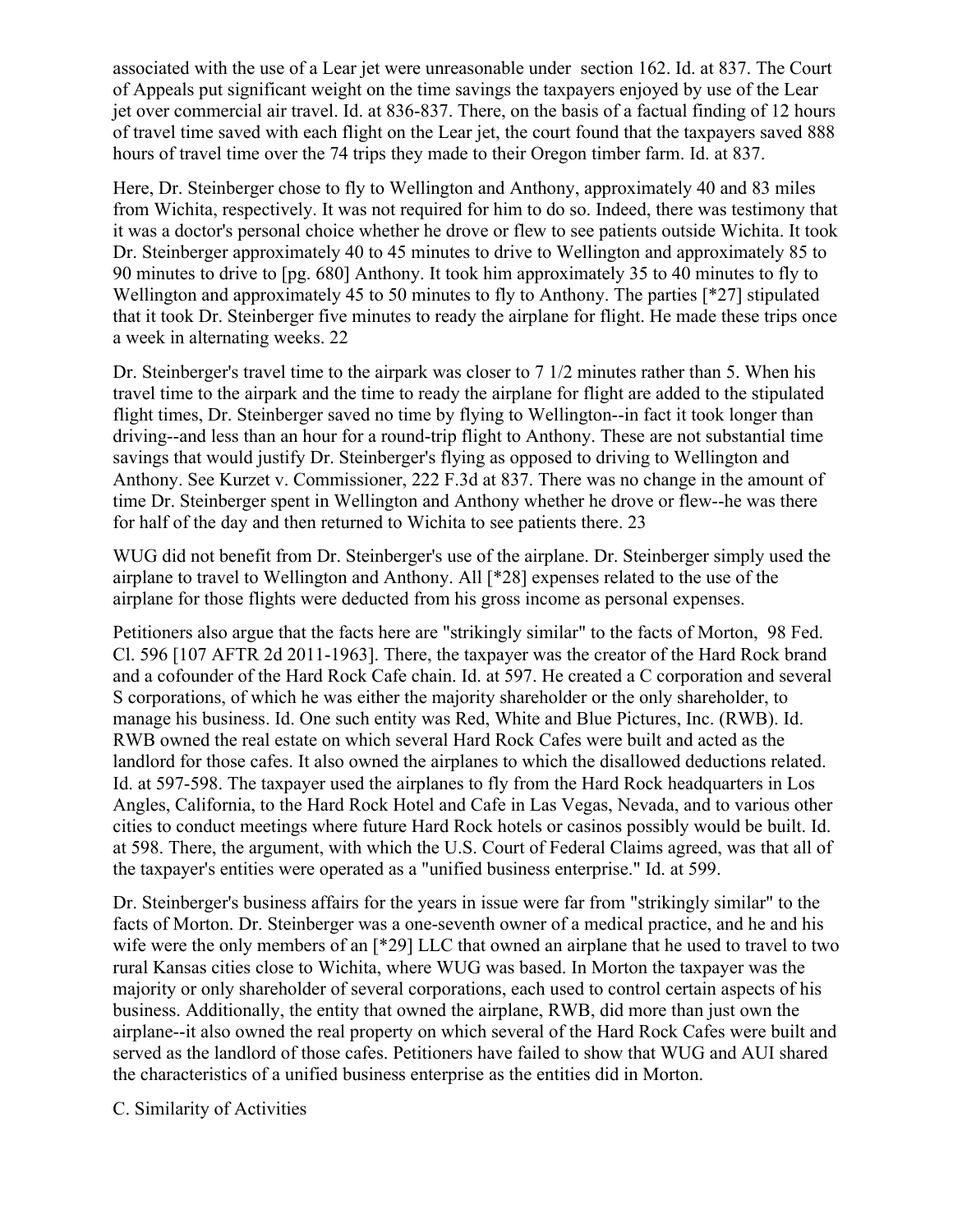associated with the use of a Lear jet were unreasonable under section 162. Id. at 837. The Court of Appeals put significant weight on the time savings the taxpayers enjoyed by use of the Lear jet over commercial air travel. Id. at 836-837. There, on the basis of a factual finding of 12 hours of travel time saved with each flight on the Lear jet, the court found that the taxpayers saved 888 hours of travel time over the 74 trips they made to their Oregon timber farm. Id. at 837.

Here, Dr. Steinberger chose to fly to Wellington and Anthony, approximately 40 and 83 miles from Wichita, respectively. It was not required for him to do so. Indeed, there was testimony that it was a doctor's personal choice whether he drove or flew to see patients outside Wichita. It took Dr. Steinberger approximately 40 to 45 minutes to drive to Wellington and approximately 85 to 90 minutes to drive to [pg. 680] Anthony. It took him approximately 35 to 40 minutes to fly to Wellington and approximately 45 to 50 minutes to fly to Anthony. The parties [*27] stipulated that it took Dr. Steinberger five minutes to ready the airplane for flight. He made these trips once a week in alternating weeks. 22

Dr. Steinberger's travel time to the airpark was closer to 7 1/2 minutes rather than 5. When his travel time to the airpark and the time to ready the airplane for flight are added to the stipulated flight times, Dr. Steinberger saved no time by flying to Wellington--in fact it took longer than driving--and less than an hour for a round-trip flight to Anthony. These are not substantial time savings that would justify Dr. Steinberger's flying as opposed to driving to Wellington and Anthony. See Kurzet v. Commissioner, 222 F.3d at 837. There was no change in the amount of time Dr. Steinberger spent in Wellington and Anthony whether he drove or flew--he was there for half of the day and then returned to Wichita to see patients there. 23

WUG did not benefit from Dr. Steinberger's use of the airplane. Dr. Steinberger simply used the airplane to travel to Wellington and Anthony. All [*28] expenses related to the use of the airplane for those flights were deducted from his gross income as personal expenses.

Petitioners also argue that the facts here are "strikingly similar" to the facts of Morton, 98 Fed. Cl. 596 [107 AFTR 2d 2011-1963]. There, the taxpayer was the creator of the Hard Rock brand and a cofounder of the Hard Rock Cafe chain. Id. at 597. He created a C corporation and several S corporations, of which he was either the majority shareholder or the only shareholder, to manage his business. Id. One such entity was Red, White and Blue Pictures, Inc. (RWB). Id. RWB owned the real estate on which several Hard Rock Cafes were built and acted as the landlord for those cafes. It also owned the airplanes to which the disallowed deductions related. Id. at 597-598. The taxpayer used the airplanes to fly from the Hard Rock headquarters in Los Angles, California, to the Hard Rock Hotel and Cafe in Las Vegas, Nevada, and to various other cities to conduct meetings where future Hard Rock hotels or casinos possibly would be built. Id. at 598. There, the argument, with which the U.S. Court of Federal Claims agreed, was that all of the taxpayer's entities were operated as a "unified business enterprise." Id. at 599.

Dr. Steinberger's business affairs for the years in issue were far from "strikingly similar" to the facts of Morton. Dr. Steinberger was a one-seventh owner of a medical practice, and he and his wife were the only members of an [*29] LLC that owned an airplane that he used to travel to two rural Kansas cities close to Wichita, where WUG was based. In Morton the taxpayer was the majority or only shareholder of several corporations, each used to control certain aspects of his business. Additionally, the entity that owned the airplane, RWB, did more than just own the airplane--it also owned the real property on which several of the Hard Rock Cafes were built and served as the landlord of those cafes. Petitioners have failed to show that WUG and AUI shared the characteristics of a unified business enterprise as the entities did in Morton.

C. Similarity of Activities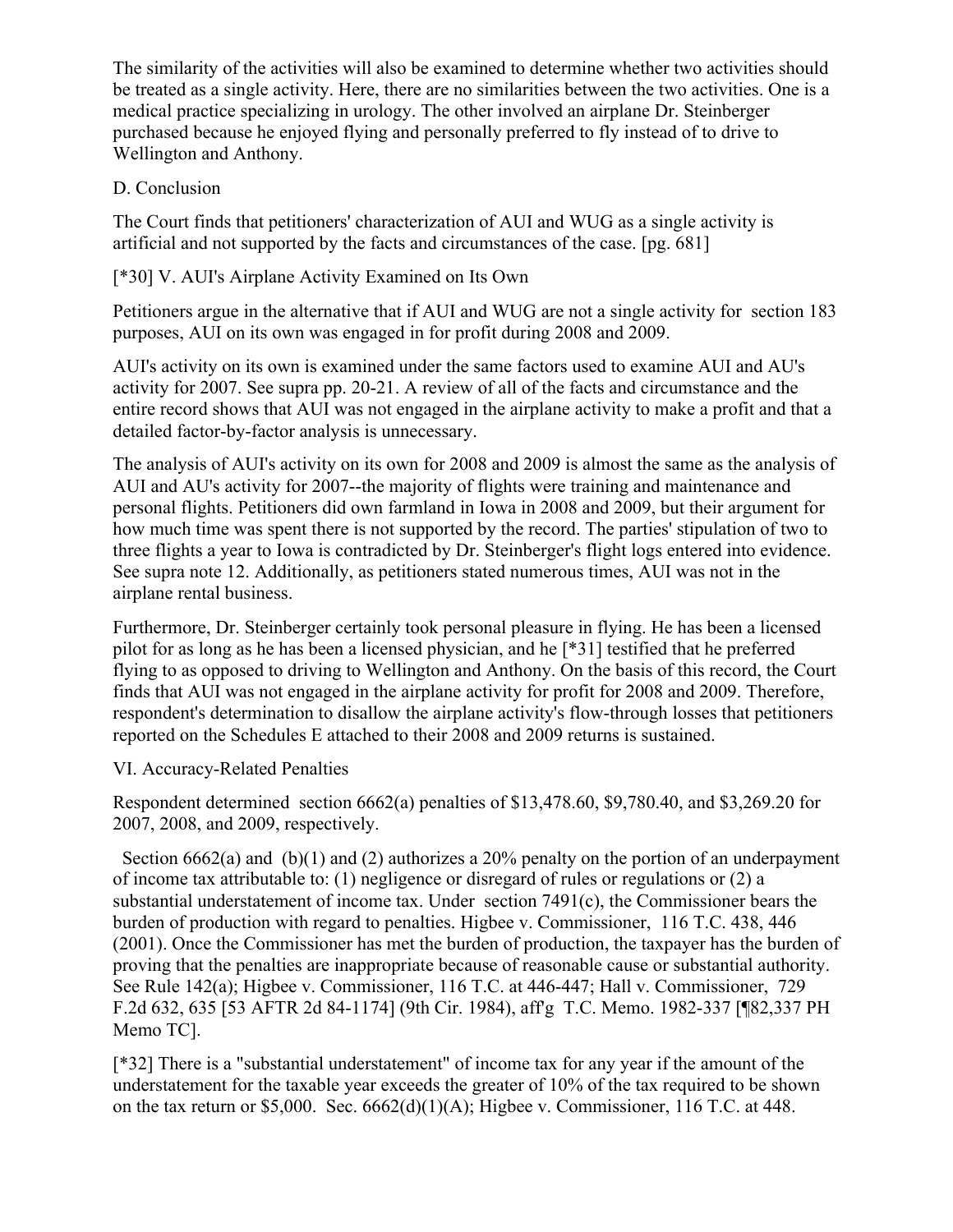The similarity of the activities will also be examined to determine whether two activities should be treated as a single activity. Here, there are no similarities between the two activities. One is a medical practice specializing in urology. The other involved an airplane Dr. Steinberger purchased because he enjoyed flying and personally preferred to fly instead of to drive to Wellington and Anthony.

D. Conclusion

The Court finds that petitioners' characterization of AUI and WUG as a single activity is artificial and not supported by the facts and circumstances of the case. [pg. 681]

[*30] V. AUI's Airplane Activity Examined on Its Own

Petitioners argue in the alternative that if AUI and WUG are not a single activity for section 183 purposes, AUI on its own was engaged in for profit during 2008 and 2009.

AUI's activity on its own is examined under the same factors used to examine AUI and AU's activity for 2007. See supra pp. 20-21. A review of all of the facts and circumstance and the entire record shows that AUI was not engaged in the airplane activity to make a profit and that a detailed factor-by-factor analysis is unnecessary.

The analysis of AUI's activity on its own for 2008 and 2009 is almost the same as the analysis of AUI and AU's activity for 2007--the majority of flights were training and maintenance and personal flights. Petitioners did own farmland in Iowa in 2008 and 2009, but their argument for how much time was spent there is not supported by the record. The parties' stipulation of two to three flights a year to Iowa is contradicted by Dr. Steinberger's flight logs entered into evidence. See supra note 12. Additionally, as petitioners stated numerous times, AUI was not in the airplane rental business.

Furthermore, Dr. Steinberger certainly took personal pleasure in flying. He has been a licensed pilot for as long as he has been a licensed physician, and he [*31] testified that he preferred flying to as opposed to driving to Wellington and Anthony. On the basis of this record, the Court finds that AUI was not engaged in the airplane activity for profit for 2008 and 2009. Therefore, respondent's determination to disallow the airplane activity's flow-through losses that petitioners reported on the Schedules E attached to their 2008 and 2009 returns is sustained.

VI. Accuracy-Related Penalties

Respondent determined section 6662(a) penalties of $13,478.60, $9,780.40, and $3,269.20 for 2007, 2008, and 2009, respectively.

Section 6662(a) and (b)(1) and (2) authorizes a 20% penalty on the portion of an underpayment of income tax attributable to: (1) negligence or disregard of rules or regulations or (2) a substantial understatement of income tax. Under section 7491(c), the Commissioner bears the burden of production with regard to penalties. Higbee v. Commissioner, 116 T.C. 438, 446 (2001). Once the Commissioner has met the burden of production, the taxpayer has the burden of proving that the penalties are inappropriate because of reasonable cause or substantial authority. See Rule 142(a); Higbee v. Commissioner, 116 T.C. at 446-447; Hall v. Commissioner, 729 F.2d 632, 635 [53 AFTR 2d 84-1174] (9th Cir. 1984), aff'g T.C. Memo. 1982-337 [¶82,337 PH Memo TC].

[*32] There is a "substantial understatement" of income tax for any year if the amount of the understatement for the taxable year exceeds the greater of 10% of the tax required to be shown on the tax return or $5,000. Sec. 6662(d)(1)(A); Higbee v. Commissioner, 116 T.C. at 448.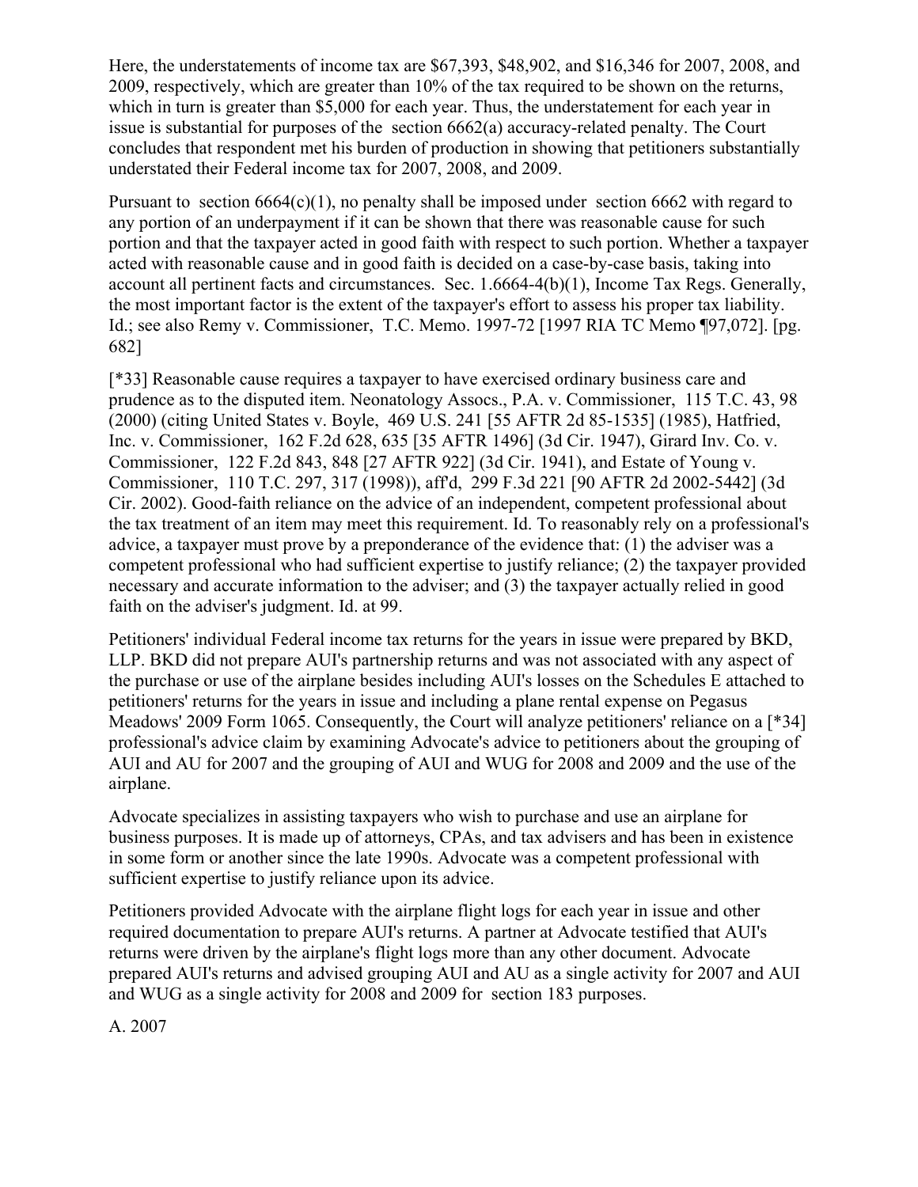Here, the understatements of income tax are $67,393, $48,902, and $16,346 for 2007, 2008, and 2009, respectively, which are greater than 10% of the tax required to be shown on the returns, which in turn is greater than $5,000 for each year. Thus, the understatement for each year in issue is substantial for purposes of the section 6662(a) accuracy-related penalty. The Court concludes that respondent met his burden of production in showing that petitioners substantially understated their Federal income tax for 2007, 2008, and 2009.

Pursuant to section 6664(c)(1), no penalty shall be imposed under section 6662 with regard to any portion of an underpayment if it can be shown that there was reasonable cause for such portion and that the taxpayer acted in good faith with respect to such portion. Whether a taxpayer acted with reasonable cause and in good faith is decided on a case-by-case basis, taking into account all pertinent facts and circumstances. Sec. 1.6664-4(b)(1), Income Tax Regs. Generally, the most important factor is the extent of the taxpayer's effort to assess his proper tax liability. Id.; see also Remy v. Commissioner, T.C. Memo. 1997-72 [1997 RIA TC Memo ¶97,072]. [pg. 682]

[*33] Reasonable cause requires a taxpayer to have exercised ordinary business care and prudence as to the disputed item. Neonatology Assocs., P.A. v. Commissioner, 115 T.C. 43, 98 (2000) (citing United States v. Boyle, 469 U.S. 241 [55 AFTR 2d 85-1535] (1985), Hatfried, Inc. v. Commissioner, 162 F.2d 628, 635 [35 AFTR 1496] (3d Cir. 1947), Girard Inv. Co. v. Commissioner, 122 F.2d 843, 848 [27 AFTR 922] (3d Cir. 1941), and Estate of Young v. Commissioner, 110 T.C. 297, 317 (1998)), aff'd, 299 F.3d 221 [90 AFTR 2d 2002-5442] (3d Cir. 2002). Good-faith reliance on the advice of an independent, competent professional about the tax treatment of an item may meet this requirement. Id. To reasonably rely on a professional's advice, a taxpayer must prove by a preponderance of the evidence that: (1) the adviser was a competent professional who had sufficient expertise to justify reliance; (2) the taxpayer provided necessary and accurate information to the adviser; and (3) the taxpayer actually relied in good faith on the adviser's judgment. Id. at 99.

Petitioners' individual Federal income tax returns for the years in issue were prepared by BKD, LLP. BKD did not prepare AUI's partnership returns and was not associated with any aspect of the purchase or use of the airplane besides including AUI's losses on the Schedules E attached to petitioners' returns for the years in issue and including a plane rental expense on Pegasus Meadows' 2009 Form 1065. Consequently, the Court will analyze petitioners' reliance on a [*34] professional's advice claim by examining Advocate's advice to petitioners about the grouping of AUI and AU for 2007 and the grouping of AUI and WUG for 2008 and 2009 and the use of the airplane.

Advocate specializes in assisting taxpayers who wish to purchase and use an airplane for business purposes. It is made up of attorneys, CPAs, and tax advisers and has been in existence in some form or another since the late 1990s. Advocate was a competent professional with sufficient expertise to justify reliance upon its advice.

Petitioners provided Advocate with the airplane flight logs for each year in issue and other required documentation to prepare AUI's returns. A partner at Advocate testified that AUI's returns were driven by the airplane's flight logs more than any other document. Advocate prepared AUI's returns and advised grouping AUI and AU as a single activity for 2007 and AUI and WUG as a single activity for 2008 and 2009 for section 183 purposes.

A. 2007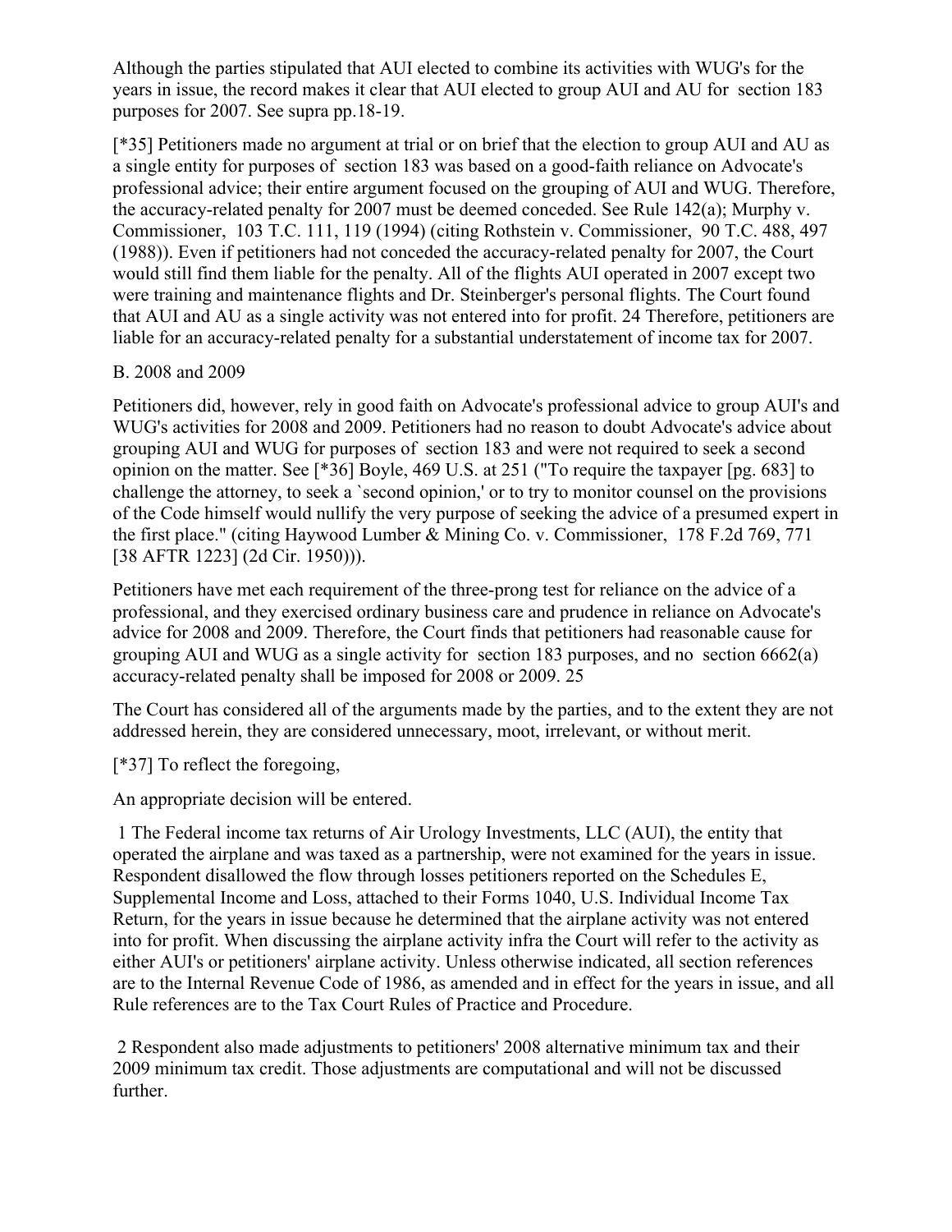Although the parties stipulated that AUI elected to combine its activities with WUG's for the years in issue, the record makes it clear that AUI elected to group AUI and AU for section 183 purposes for 2007. See supra pp.18-19.

[*35] Petitioners made no argument at trial or on brief that the election to group AUI and AU as a single entity for purposes of section 183 was based on a good-faith reliance on Advocate's professional advice; their entire argument focused on the grouping of AUI and WUG. Therefore, the accuracy-related penalty for 2007 must be deemed conceded. See Rule 142(a); Murphy v. Commissioner, 103 T.C. 111, 119 (1994) (citing Rothstein v. Commissioner, 90 T.C. 488, 497 (1988)). Even if petitioners had not conceded the accuracy-related penalty for 2007, the Court would still find them liable for the penalty. All of the flights AUI operated in 2007 except two were training and maintenance flights and Dr. Steinberger's personal flights. The Court found that AUI and AU as a single activity was not entered into for profit. 24 Therefore, petitioners are liable for an accuracy-related penalty for a substantial understatement of income tax for 2007.

B. 2008 and 2009

Petitioners did, however, rely in good faith on Advocate's professional advice to group AUI's and WUG's activities for 2008 and 2009. Petitioners had no reason to doubt Advocate's advice about grouping AUI and WUG for purposes of section 183 and were not required to seek a second opinion on the matter. See [*36] Boyle, 469 U.S. at 251 ("To require the taxpayer [pg. 683] to challenge the attorney, to seek a `second opinion,' or to try to monitor counsel on the provisions of the Code himself would nullify the very purpose of seeking the advice of a presumed expert in the first place." (citing Haywood Lumber & Mining Co. v. Commissioner, 178 F.2d 769, 771 [38 AFTR 1223] (2d Cir. 1950))).

Petitioners have met each requirement of the three-prong test for reliance on the advice of a professional, and they exercised ordinary business care and prudence in reliance on Advocate's advice for 2008 and 2009. Therefore, the Court finds that petitioners had reasonable cause for grouping AUI and WUG as a single activity for section 183 purposes, and no section 6662(a) accuracy-related penalty shall be imposed for 2008 or 2009. 25

The Court has considered all of the arguments made by the parties, and to the extent they are not addressed herein, they are considered unnecessary, moot, irrelevant, or without merit.

[*37] To reflect the foregoing,

An appropriate decision will be entered.

1 The Federal income tax returns of Air Urology Investments, LLC (AUI), the entity that operated the airplane and was taxed as a partnership, were not examined for the years in issue. Respondent disallowed the flow through losses petitioners reported on the Schedules E, Supplemental Income and Loss, attached to their Forms 1040, U.S. Individual Income Tax Return, for the years in issue because he determined that the airplane activity was not entered into for profit. When discussing the airplane activity infra the Court will refer to the activity as either AUI's or petitioners' airplane activity. Unless otherwise indicated, all section references are to the Internal Revenue Code of 1986, as amended and in effect for the years in issue, and all Rule references are to the Tax Court Rules of Practice and Procedure.

2 Respondent also made adjustments to petitioners' 2008 alternative minimum tax and their 2009 minimum tax credit. Those adjustments are computational and will not be discussed further.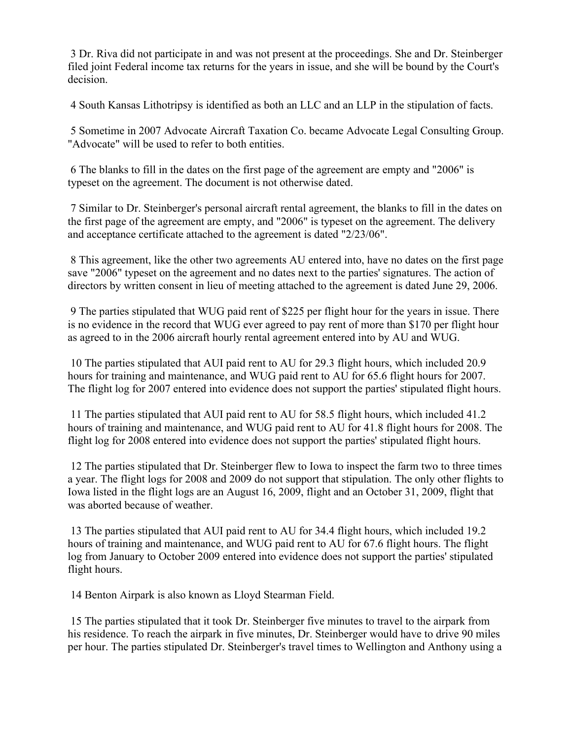3 Dr. Riva did not participate in and was not present at the proceedings. She and Dr. Steinberger filed joint Federal income tax returns for the years in issue, and she will be bound by the Court's decision.

4 South Kansas Lithotripsy is identified as both an LLC and an LLP in the stipulation of facts.

5 Sometime in 2007 Advocate Aircraft Taxation Co. became Advocate Legal Consulting Group. "Advocate" will be used to refer to both entities.

6 The blanks to fill in the dates on the first page of the agreement are empty and "2006" is typeset on the agreement. The document is not otherwise dated.

7 Similar to Dr. Steinberger's personal aircraft rental agreement, the blanks to fill in the dates on the first page of the agreement are empty, and "2006" is typeset on the agreement. The delivery and acceptance certificate attached to the agreement is dated "2/23/06".

8 This agreement, like the other two agreements AU entered into, have no dates on the first page save "2006" typeset on the agreement and no dates next to the parties' signatures. The action of directors by written consent in lieu of meeting attached to the agreement is dated June 29, 2006.

9 The parties stipulated that WUG paid rent of $225 per flight hour for the years in issue. There is no evidence in the record that WUG ever agreed to pay rent of more than $170 per flight hour as agreed to in the 2006 aircraft hourly rental agreement entered into by AU and WUG.

10 The parties stipulated that AUI paid rent to AU for 29.3 flight hours, which included 20.9 hours for training and maintenance, and WUG paid rent to AU for 65.6 flight hours for 2007. The flight log for 2007 entered into evidence does not support the parties' stipulated flight hours.

11 The parties stipulated that AUI paid rent to AU for 58.5 flight hours, which included 41.2 hours of training and maintenance, and WUG paid rent to AU for 41.8 flight hours for 2008. The flight log for 2008 entered into evidence does not support the parties' stipulated flight hours.

12 The parties stipulated that Dr. Steinberger flew to Iowa to inspect the farm two to three times a year. The flight logs for 2008 and 2009 do not support that stipulation. The only other flights to Iowa listed in the flight logs are an August 16, 2009, flight and an October 31, 2009, flight that was aborted because of weather.

13 The parties stipulated that AUI paid rent to AU for 34.4 flight hours, which included 19.2 hours of training and maintenance, and WUG paid rent to AU for 67.6 flight hours. The flight log from January to October 2009 entered into evidence does not support the parties' stipulated flight hours.

14 Benton Airpark is also known as Lloyd Stearman Field.

15 The parties stipulated that it took Dr. Steinberger five minutes to travel to the airpark from his residence. To reach the airpark in five minutes, Dr. Steinberger would have to drive 90 miles per hour. The parties stipulated Dr. Steinberger's travel times to Wellington and Anthony using a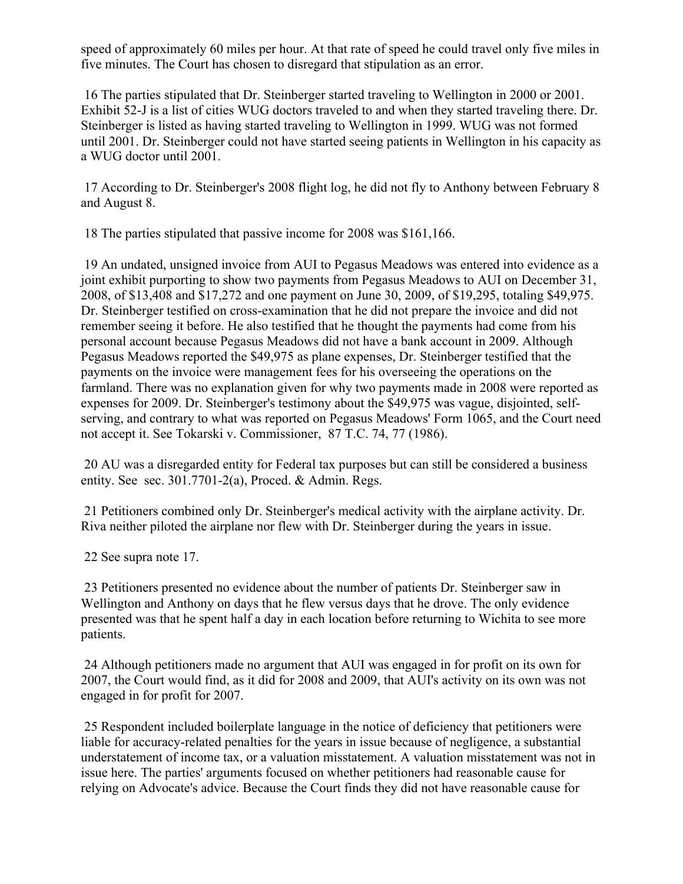speed of approximately 60 miles per hour. At that rate of speed he could travel only five miles in five minutes. The Court has chosen to disregard that stipulation as an error.

16 The parties stipulated that Dr. Steinberger started traveling to Wellington in 2000 or 2001. Exhibit 52-J is a list of cities WUG doctors traveled to and when they started traveling there. Dr. Steinberger is listed as having started traveling to Wellington in 1999. WUG was not formed until 2001. Dr. Steinberger could not have started seeing patients in Wellington in his capacity as a WUG doctor until 2001.

17 According to Dr. Steinberger's 2008 flight log, he did not fly to Anthony between February 8 and August 8.

18 The parties stipulated that passive income for 2008 was $161,166.

19 An undated, unsigned invoice from AUI to Pegasus Meadows was entered into evidence as a joint exhibit purporting to show two payments from Pegasus Meadows to AUI on December 31, 2008, of $13,408 and $17,272 and one payment on June 30, 2009, of $19,295, totaling $49,975. Dr. Steinberger testified on cross-examination that he did not prepare the invoice and did not remember seeing it before. He also testified that he thought the payments had come from his personal account because Pegasus Meadows did not have a bank account in 2009. Although Pegasus Meadows reported the $49,975 as plane expenses, Dr. Steinberger testified that the payments on the invoice were management fees for his overseeing the operations on the farmland. There was no explanation given for why two payments made in 2008 were reported as expenses for 2009. Dr. Steinberger's testimony about the $49,975 was vague, disjointed, self-serving, and contrary to what was reported on Pegasus Meadows' Form 1065, and the Court need not accept it. See Tokarski v. Commissioner, 87 T.C. 74, 77 (1986).

20 AU was a disregarded entity for Federal tax purposes but can still be considered a business entity. See sec. 301.7701-2(a), Proced. & Admin. Regs.

21 Petitioners combined only Dr. Steinberger's medical activity with the airplane activity. Dr. Riva neither piloted the airplane nor flew with Dr. Steinberger during the years in issue.

22 See supra note 17.

23 Petitioners presented no evidence about the number of patients Dr. Steinberger saw in Wellington and Anthony on days that he flew versus days that he drove. The only evidence presented was that he spent half a day in each location before returning to Wichita to see more patients.

24 Although petitioners made no argument that AUI was engaged in for profit on its own for 2007, the Court would find, as it did for 2008 and 2009, that AUI's activity on its own was not engaged in for profit for 2007.

25 Respondent included boilerplate language in the notice of deficiency that petitioners were liable for accuracy-related penalties for the years in issue because of negligence, a substantial understatement of income tax, or a valuation misstatement. A valuation misstatement was not in issue here. The parties' arguments focused on whether petitioners had reasonable cause for relying on Advocate's advice. Because the Court finds they did not have reasonable cause for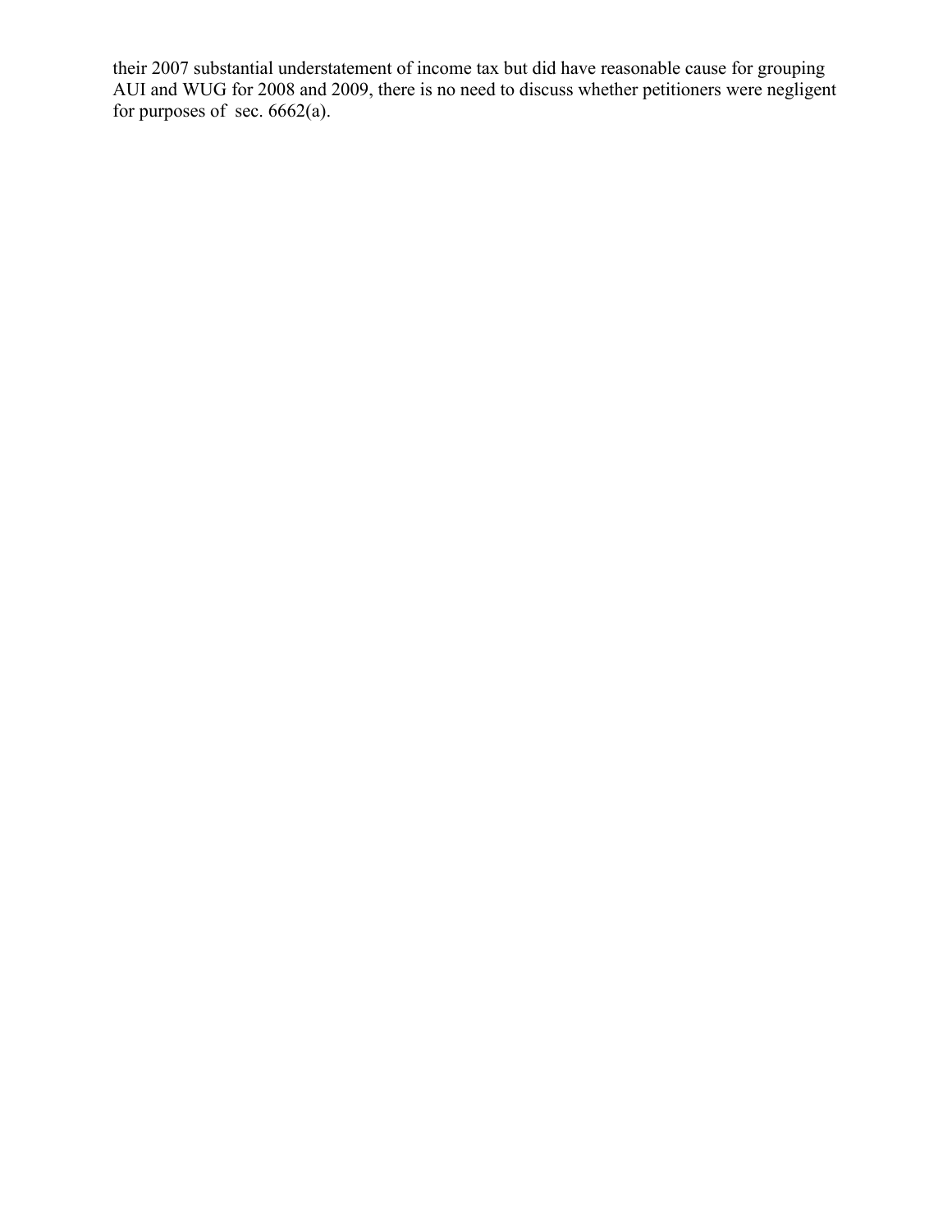their 2007 substantial understatement of income tax but did have reasonable cause for grouping AUI and WUG for 2008 and 2009, there is no need to discuss whether petitioners were negligent for purposes of sec. 6662(a).